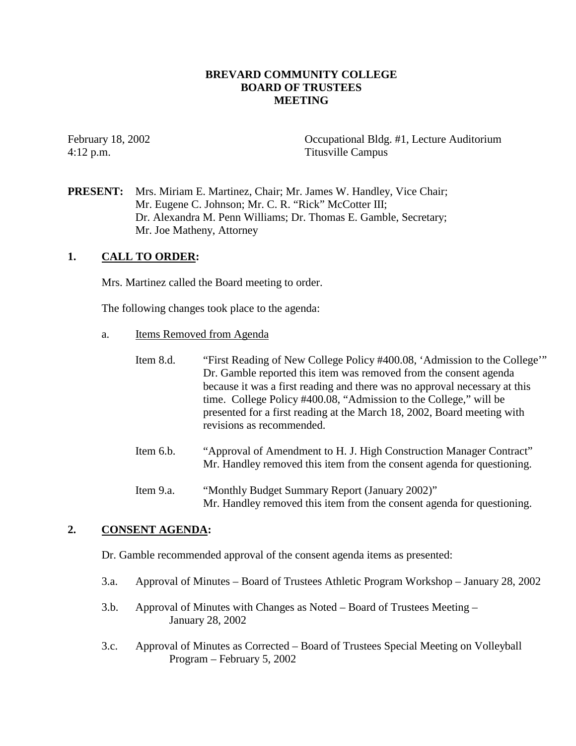# BREVARD COMMUNITY COLLEGE
# BOARD OF TRUSTEES
# MEETING

February 18, 2002
4:12 p.m.

Occupational Bldg. #1, Lecture Auditorium
Titusville Campus

**PRESENT:** Mrs. Miriam E. Martinez, Chair; Mr. James W. Handley, Vice Chair; Mr. Eugene C. Johnson; Mr. C. R. "Rick" McCotter III; Dr. Alexandra M. Penn Williams; Dr. Thomas E. Gamble, Secretary; Mr. Joe Matheny, Attorney

## 1. CALL TO ORDER:

Mrs. Martinez called the Board meeting to order.

The following changes took place to the agenda:

a. Items Removed from Agenda

Item 8.d. "First Reading of New College Policy #400.08, 'Admission to the College'" Dr. Gamble reported this item was removed from the consent agenda because it was a first reading and there was no approval necessary at this time. College Policy #400.08, "Admission to the College," will be presented for a first reading at the March 18, 2002, Board meeting with revisions as recommended.

Item 6.b. "Approval of Amendment to H. J. High Construction Manager Contract" Mr. Handley removed this item from the consent agenda for questioning.

Item 9.a. "Monthly Budget Summary Report (January 2002)" Mr. Handley removed this item from the consent agenda for questioning.

## 2. CONSENT AGENDA:

Dr. Gamble recommended approval of the consent agenda items as presented:

3.a. Approval of Minutes – Board of Trustees Athletic Program Workshop – January 28, 2002

3.b. Approval of Minutes with Changes as Noted – Board of Trustees Meeting – January 28, 2002

3.c. Approval of Minutes as Corrected – Board of Trustees Special Meeting on Volleyball Program – February 5, 2002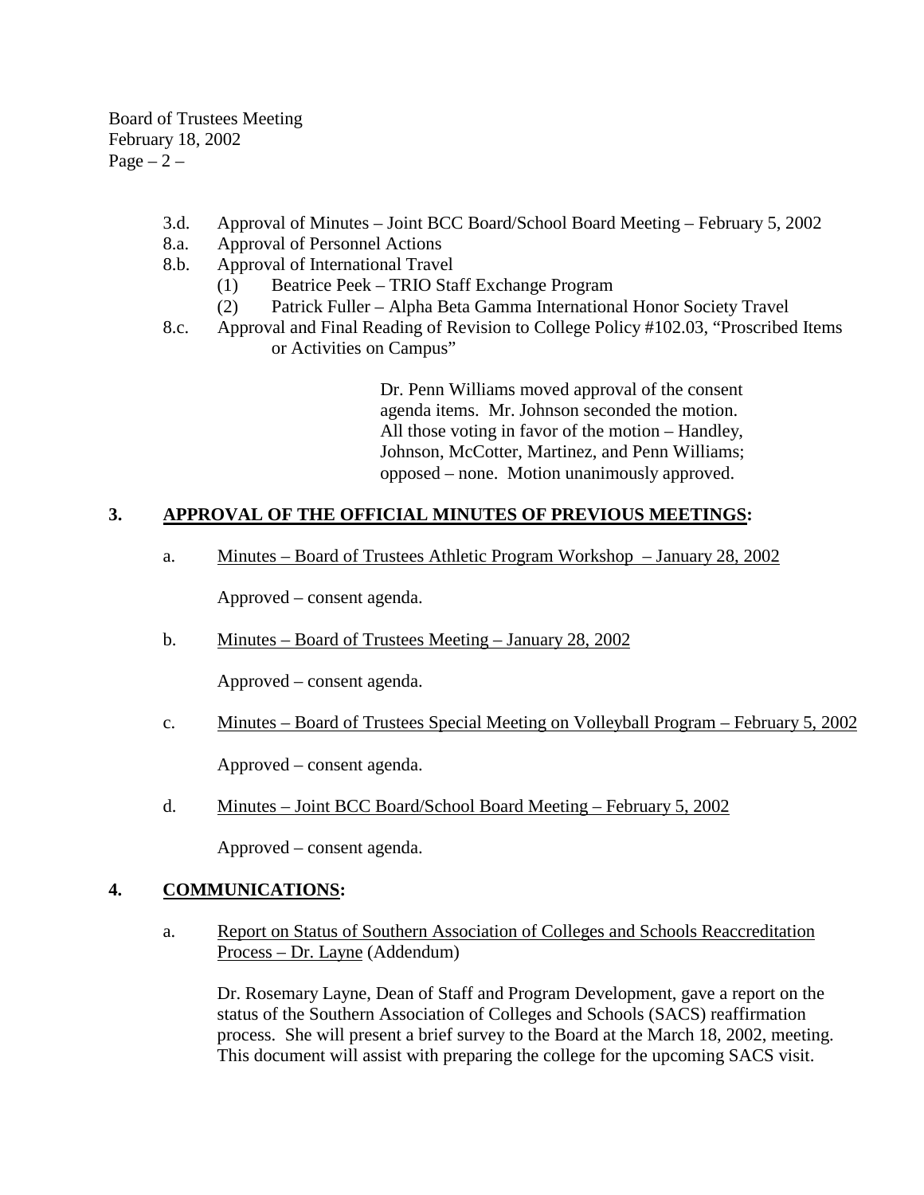- 3.d. Approval of Minutes – Joint BCC Board/School Board Meeting – February 5, 2002
- 8.a. Approval of Personnel Actions
- 8.b. Approval of International Travel
  - (1) Beatrice Peek – TRIO Staff Exchange Program
  - (2) Patrick Fuller – Alpha Beta Gamma International Honor Society Travel
- 8.c. Approval and Final Reading of Revision to College Policy #102.03, "Proscribed Items or Activities on Campus"

> Dr. Penn Williams moved approval of the consent agenda items. Mr. Johnson seconded the motion. All those voting in favor of the motion – Handley, Johnson, McCotter, Martinez, and Penn Williams; opposed – none. Motion unanimously approved.

## 3. APPROVAL OF THE OFFICIAL MINUTES OF PREVIOUS MEETINGS:

a. Minutes – Board of Trustees Athletic Program Workshop – January 28, 2002

Approved – consent agenda.

b. Minutes – Board of Trustees Meeting – January 28, 2002

Approved – consent agenda.

c. Minutes – Board of Trustees Special Meeting on Volleyball Program – February 5, 2002

Approved – consent agenda.

d. Minutes – Joint BCC Board/School Board Meeting – February 5, 2002

Approved – consent agenda.

## 4. COMMUNICATIONS:

a. Report on Status of Southern Association of Colleges and Schools Reaccreditation Process – Dr. Layne (Addendum)

Dr. Rosemary Layne, Dean of Staff and Program Development, gave a report on the status of the Southern Association of Colleges and Schools (SACS) reaffirmation process. She will present a brief survey to the Board at the March 18, 2002, meeting. This document will assist with preparing the college for the upcoming SACS visit.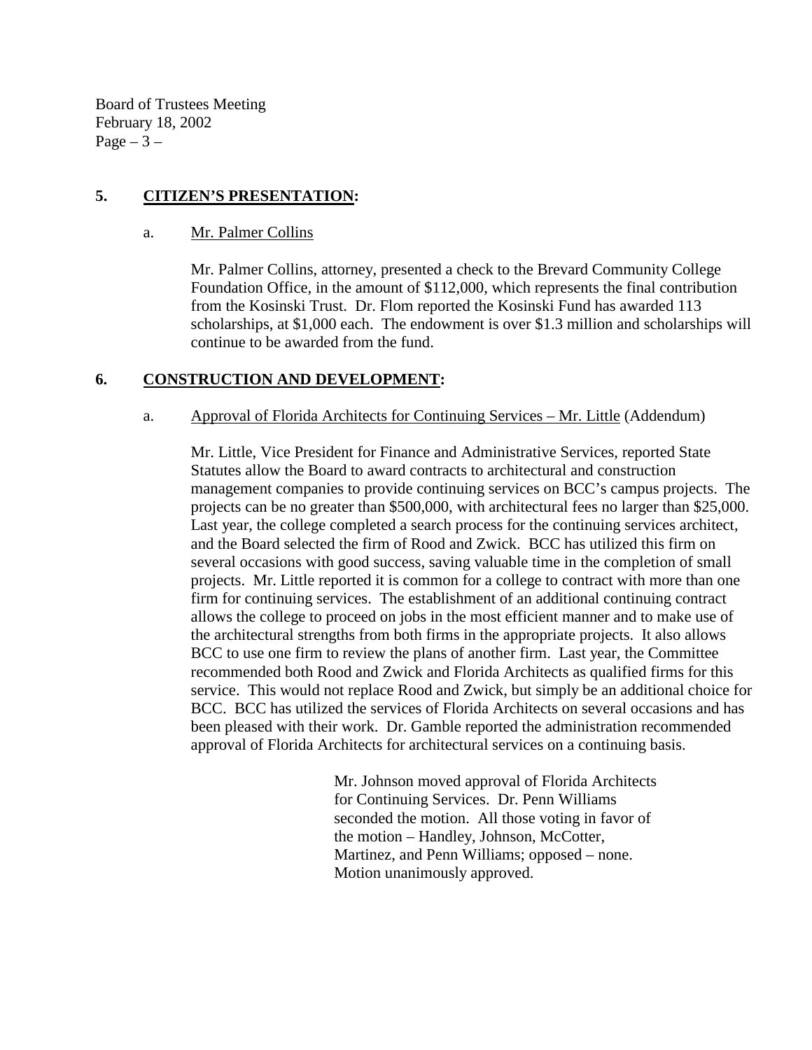## 5. CITIZEN'S PRESENTATION:

### a. Mr. Palmer Collins

Mr. Palmer Collins, attorney, presented a check to the Brevard Community College Foundation Office, in the amount of $112,000, which represents the final contribution from the Kosinski Trust. Dr. Flom reported the Kosinski Fund has awarded 113 scholarships, at $1,000 each. The endowment is over $1.3 million and scholarships will continue to be awarded from the fund.

## 6. CONSTRUCTION AND DEVELOPMENT:

### a. Approval of Florida Architects for Continuing Services – Mr. Little (Addendum)

Mr. Little, Vice President for Finance and Administrative Services, reported State Statutes allow the Board to award contracts to architectural and construction management companies to provide continuing services on BCC's campus projects. The projects can be no greater than $500,000, with architectural fees no larger than $25,000. Last year, the college completed a search process for the continuing services architect, and the Board selected the firm of Rood and Zwick. BCC has utilized this firm on several occasions with good success, saving valuable time in the completion of small projects. Mr. Little reported it is common for a college to contract with more than one firm for continuing services. The establishment of an additional continuing contract allows the college to proceed on jobs in the most efficient manner and to make use of the architectural strengths from both firms in the appropriate projects. It also allows BCC to use one firm to review the plans of another firm. Last year, the Committee recommended both Rood and Zwick and Florida Architects as qualified firms for this service. This would not replace Rood and Zwick, but simply be an additional choice for BCC. BCC has utilized the services of Florida Architects on several occasions and has been pleased with their work. Dr. Gamble reported the administration recommended approval of Florida Architects for architectural services on a continuing basis.

> Mr. Johnson moved approval of Florida Architects for Continuing Services. Dr. Penn Williams seconded the motion. All those voting in favor of the motion – Handley, Johnson, McCotter, Martinez, and Penn Williams; opposed – none. Motion unanimously approved.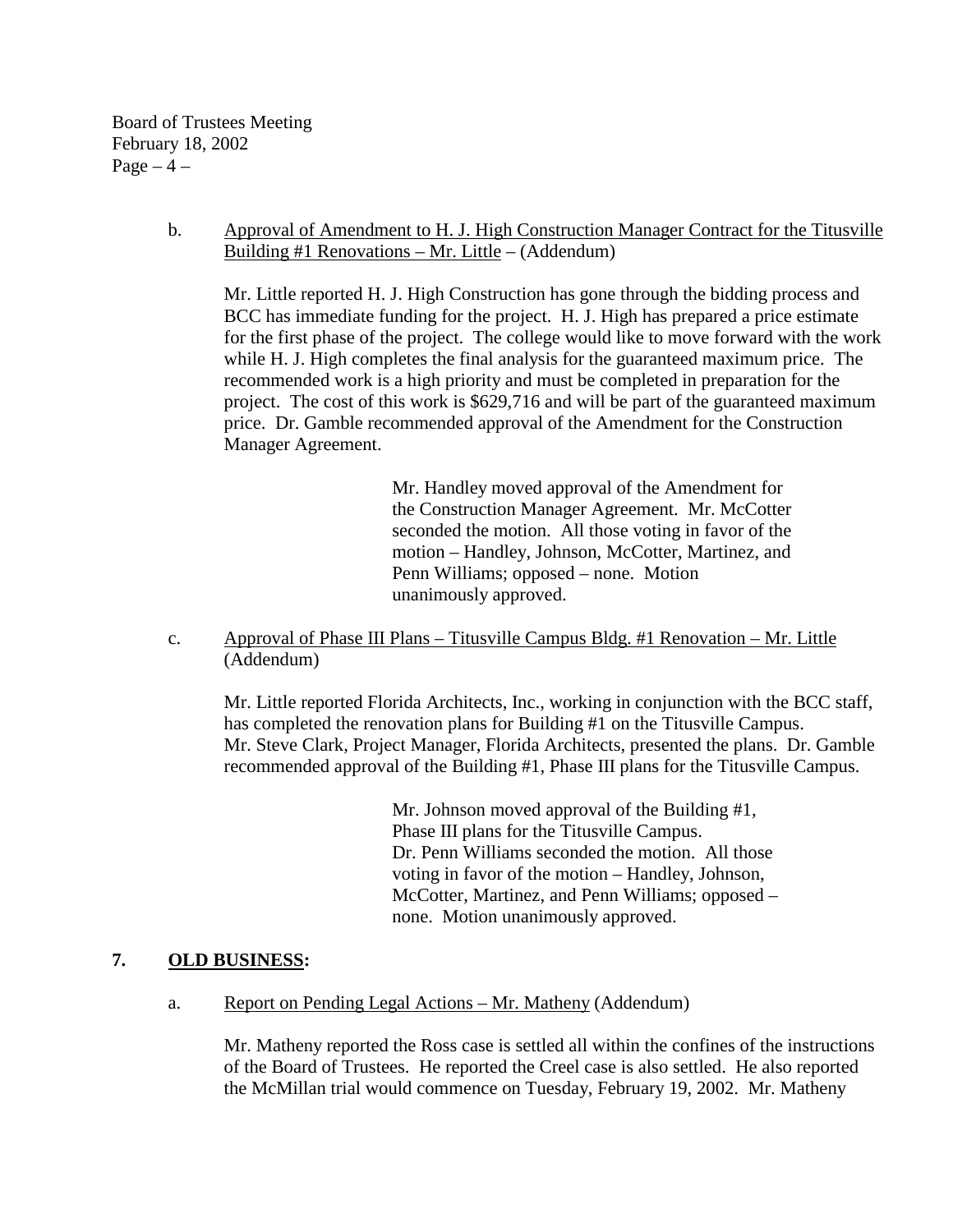b. <u>Approval of Amendment to H. J. High Construction Manager Contract for the Titusville Building #1 Renovations – Mr. Little</u> – (Addendum)

Mr. Little reported H. J. High Construction has gone through the bidding process and BCC has immediate funding for the project. H. J. High has prepared a price estimate for the first phase of the project. The college would like to move forward with the work while H. J. High completes the final analysis for the guaranteed maximum price. The recommended work is a high priority and must be completed in preparation for the project. The cost of this work is $629,716 and will be part of the guaranteed maximum price. Dr. Gamble recommended approval of the Amendment for the Construction Manager Agreement.

> Mr. Handley moved approval of the Amendment for the Construction Manager Agreement. Mr. McCotter seconded the motion. All those voting in favor of the motion – Handley, Johnson, McCotter, Martinez, and Penn Williams; opposed – none. Motion unanimously approved.

c. <u>Approval of Phase III Plans – Titusville Campus Bldg. #1 Renovation – Mr. Little</u> (Addendum)

Mr. Little reported Florida Architects, Inc., working in conjunction with the BCC staff, has completed the renovation plans for Building #1 on the Titusville Campus. Mr. Steve Clark, Project Manager, Florida Architects, presented the plans. Dr. Gamble recommended approval of the Building #1, Phase III plans for the Titusville Campus.

> Mr. Johnson moved approval of the Building #1, Phase III plans for the Titusville Campus. Dr. Penn Williams seconded the motion. All those voting in favor of the motion – Handley, Johnson, McCotter, Martinez, and Penn Williams; opposed – none. Motion unanimously approved.

## 7. OLD BUSINESS:

a. <u>Report on Pending Legal Actions – Mr. Matheny</u> (Addendum)

Mr. Matheny reported the Ross case is settled all within the confines of the instructions of the Board of Trustees. He reported the Creel case is also settled. He also reported the McMillan trial would commence on Tuesday, February 19, 2002. Mr. Matheny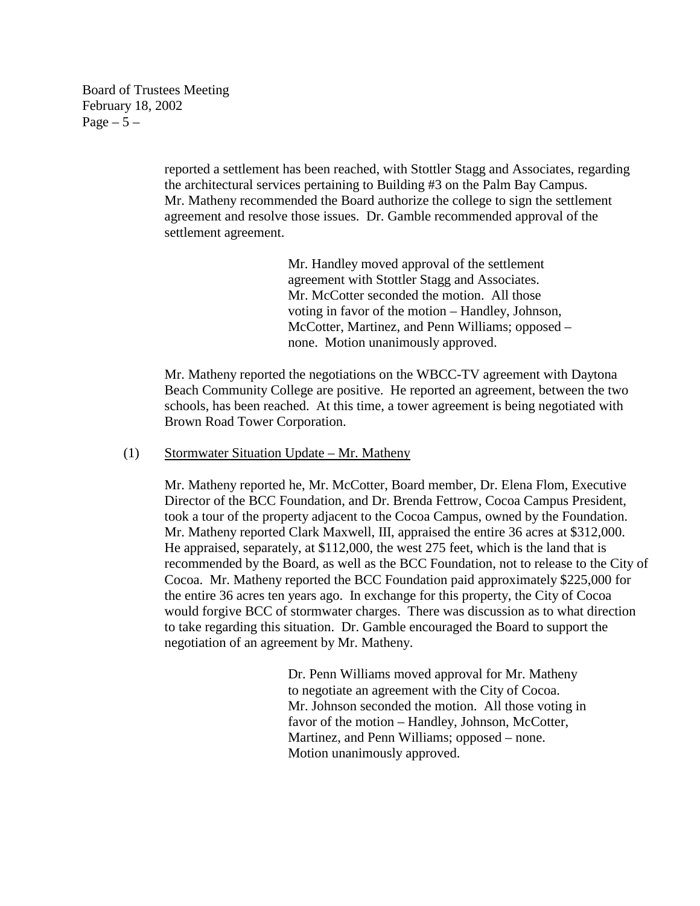reported a settlement has been reached, with Stottler Stagg and Associates, regarding the architectural services pertaining to Building #3 on the Palm Bay Campus. Mr. Matheny recommended the Board authorize the college to sign the settlement agreement and resolve those issues. Dr. Gamble recommended approval of the settlement agreement.

> Mr. Handley moved approval of the settlement agreement with Stottler Stagg and Associates. Mr. McCotter seconded the motion. All those voting in favor of the motion – Handley, Johnson, McCotter, Martinez, and Penn Williams; opposed – none. Motion unanimously approved.

Mr. Matheny reported the negotiations on the WBCC-TV agreement with Daytona Beach Community College are positive. He reported an agreement, between the two schools, has been reached. At this time, a tower agreement is being negotiated with Brown Road Tower Corporation.

(1) Stormwater Situation Update – Mr. Matheny

Mr. Matheny reported he, Mr. McCotter, Board member, Dr. Elena Flom, Executive Director of the BCC Foundation, and Dr. Brenda Fettrow, Cocoa Campus President, took a tour of the property adjacent to the Cocoa Campus, owned by the Foundation. Mr. Matheny reported Clark Maxwell, III, appraised the entire 36 acres at $312,000. He appraised, separately, at $112,000, the west 275 feet, which is the land that is recommended by the Board, as well as the BCC Foundation, not to release to the City of Cocoa. Mr. Matheny reported the BCC Foundation paid approximately $225,000 for the entire 36 acres ten years ago. In exchange for this property, the City of Cocoa would forgive BCC of stormwater charges. There was discussion as to what direction to take regarding this situation. Dr. Gamble encouraged the Board to support the negotiation of an agreement by Mr. Matheny.

> Dr. Penn Williams moved approval for Mr. Matheny to negotiate an agreement with the City of Cocoa. Mr. Johnson seconded the motion. All those voting in favor of the motion – Handley, Johnson, McCotter, Martinez, and Penn Williams; opposed – none. Motion unanimously approved.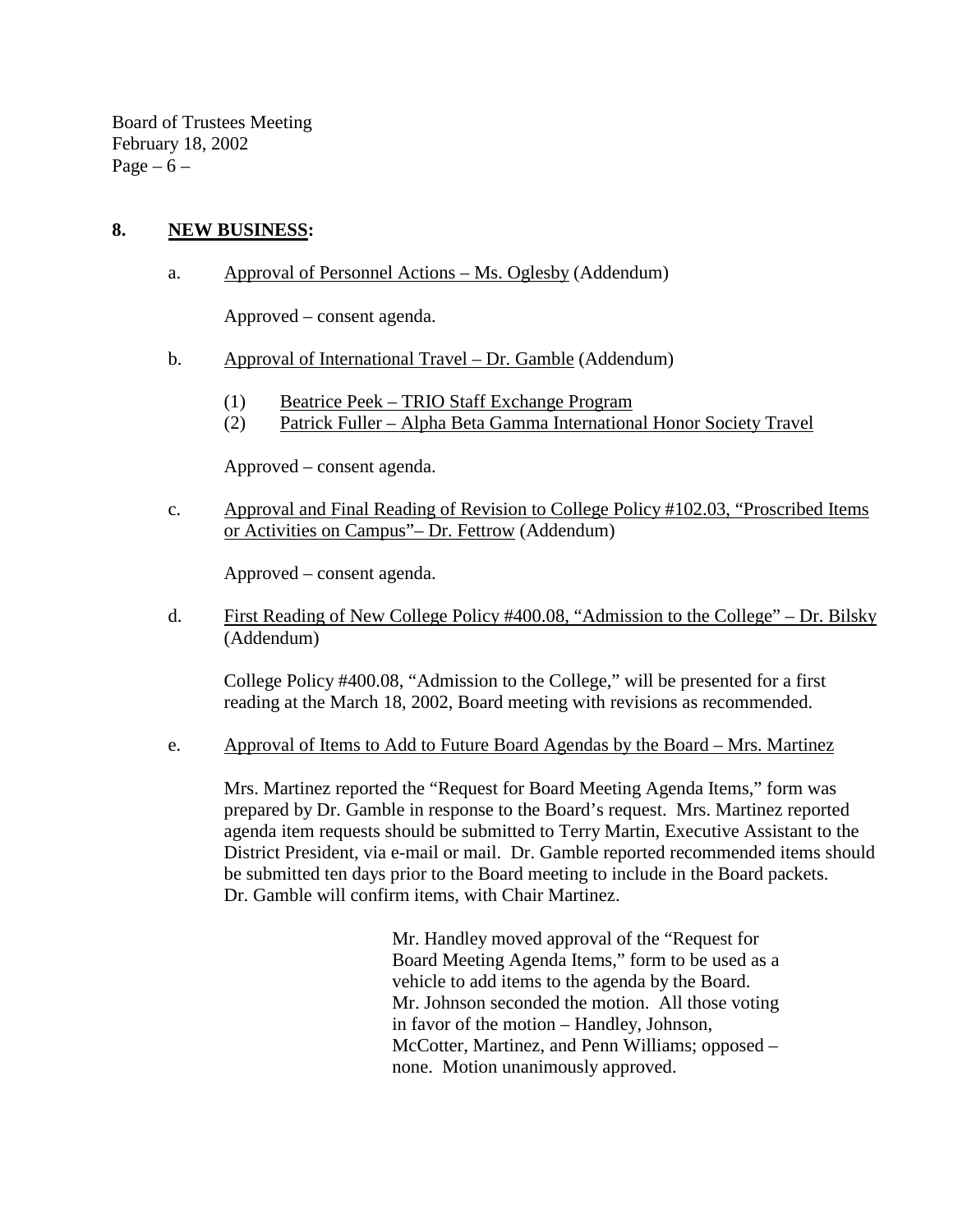## 8. NEW BUSINESS:

a. Approval of Personnel Actions – Ms. Oglesby (Addendum)

Approved – consent agenda.

b. Approval of International Travel – Dr. Gamble (Addendum)

(1) Beatrice Peek – TRIO Staff Exchange Program
(2) Patrick Fuller – Alpha Beta Gamma International Honor Society Travel

Approved – consent agenda.

c. Approval and Final Reading of Revision to College Policy #102.03, "Proscribed Items or Activities on Campus"– Dr. Fettrow (Addendum)

Approved – consent agenda.

d. First Reading of New College Policy #400.08, "Admission to the College" – Dr. Bilsky (Addendum)

College Policy #400.08, "Admission to the College," will be presented for a first reading at the March 18, 2002, Board meeting with revisions as recommended.

e. Approval of Items to Add to Future Board Agendas by the Board – Mrs. Martinez

Mrs. Martinez reported the "Request for Board Meeting Agenda Items," form was prepared by Dr. Gamble in response to the Board's request. Mrs. Martinez reported agenda item requests should be submitted to Terry Martin, Executive Assistant to the District President, via e-mail or mail. Dr. Gamble reported recommended items should be submitted ten days prior to the Board meeting to include in the Board packets. Dr. Gamble will confirm items, with Chair Martinez.

> Mr. Handley moved approval of the "Request for Board Meeting Agenda Items," form to be used as a vehicle to add items to the agenda by the Board. Mr. Johnson seconded the motion. All those voting in favor of the motion – Handley, Johnson, McCotter, Martinez, and Penn Williams; opposed – none. Motion unanimously approved.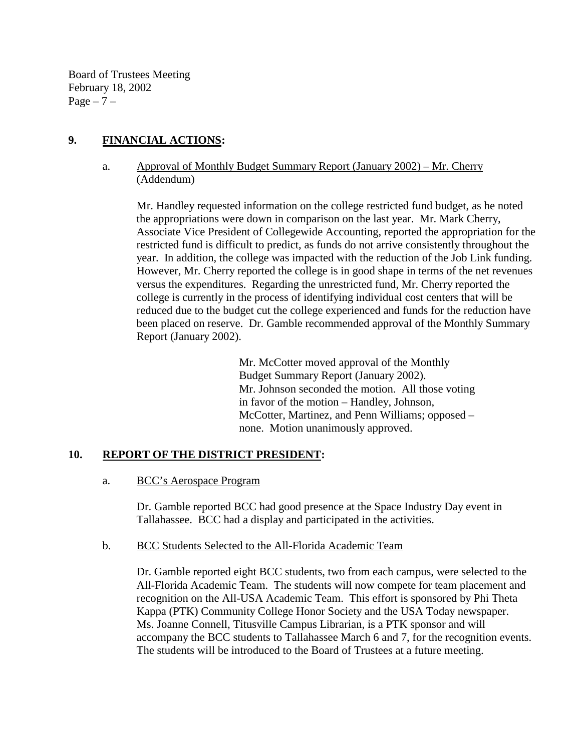## 9. FINANCIAL ACTIONS:

a. Approval of Monthly Budget Summary Report (January 2002) – Mr. Cherry (Addendum)

Mr. Handley requested information on the college restricted fund budget, as he noted the appropriations were down in comparison on the last year. Mr. Mark Cherry, Associate Vice President of Collegewide Accounting, reported the appropriation for the restricted fund is difficult to predict, as funds do not arrive consistently throughout the year. In addition, the college was impacted with the reduction of the Job Link funding. However, Mr. Cherry reported the college is in good shape in terms of the net revenues versus the expenditures. Regarding the unrestricted fund, Mr. Cherry reported the college is currently in the process of identifying individual cost centers that will be reduced due to the budget cut the college experienced and funds for the reduction have been placed on reserve. Dr. Gamble recommended approval of the Monthly Summary Report (January 2002).

> Mr. McCotter moved approval of the Monthly Budget Summary Report (January 2002). Mr. Johnson seconded the motion. All those voting in favor of the motion – Handley, Johnson, McCotter, Martinez, and Penn Williams; opposed – none. Motion unanimously approved.

## 10. REPORT OF THE DISTRICT PRESIDENT:

a. BCC's Aerospace Program

Dr. Gamble reported BCC had good presence at the Space Industry Day event in Tallahassee. BCC had a display and participated in the activities.

b. BCC Students Selected to the All-Florida Academic Team

Dr. Gamble reported eight BCC students, two from each campus, were selected to the All-Florida Academic Team. The students will now compete for team placement and recognition on the All-USA Academic Team. This effort is sponsored by Phi Theta Kappa (PTK) Community College Honor Society and the USA Today newspaper. Ms. Joanne Connell, Titusville Campus Librarian, is a PTK sponsor and will accompany the BCC students to Tallahassee March 6 and 7, for the recognition events. The students will be introduced to the Board of Trustees at a future meeting.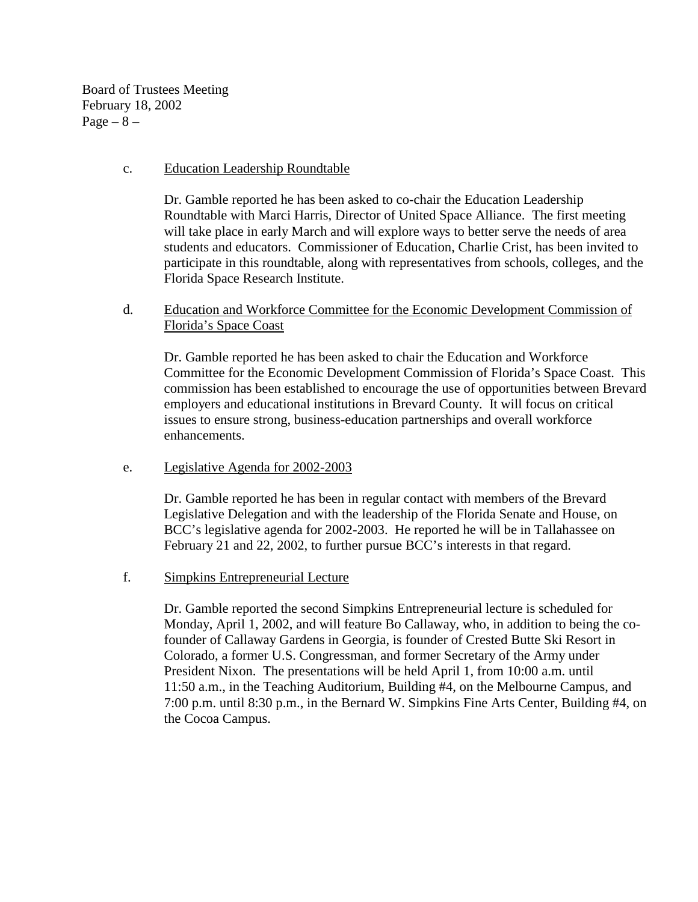c. <u>Education Leadership Roundtable</u>

Dr. Gamble reported he has been asked to co-chair the Education Leadership Roundtable with Marci Harris, Director of United Space Alliance. The first meeting will take place in early March and will explore ways to better serve the needs of area students and educators. Commissioner of Education, Charlie Crist, has been invited to participate in this roundtable, along with representatives from schools, colleges, and the Florida Space Research Institute.

d. <u>Education and Workforce Committee for the Economic Development Commission of Florida's Space Coast</u>

Dr. Gamble reported he has been asked to chair the Education and Workforce Committee for the Economic Development Commission of Florida's Space Coast. This commission has been established to encourage the use of opportunities between Brevard employers and educational institutions in Brevard County. It will focus on critical issues to ensure strong, business-education partnerships and overall workforce enhancements.

e. <u>Legislative Agenda for 2002-2003</u>

Dr. Gamble reported he has been in regular contact with members of the Brevard Legislative Delegation and with the leadership of the Florida Senate and House, on BCC's legislative agenda for 2002-2003. He reported he will be in Tallahassee on February 21 and 22, 2002, to further pursue BCC's interests in that regard.

f. <u>Simpkins Entrepreneurial Lecture</u>

Dr. Gamble reported the second Simpkins Entrepreneurial lecture is scheduled for Monday, April 1, 2002, and will feature Bo Callaway, who, in addition to being the co-founder of Callaway Gardens in Georgia, is founder of Crested Butte Ski Resort in Colorado, a former U.S. Congressman, and former Secretary of the Army under President Nixon. The presentations will be held April 1, from 10:00 a.m. until 11:50 a.m., in the Teaching Auditorium, Building #4, on the Melbourne Campus, and 7:00 p.m. until 8:30 p.m., in the Bernard W. Simpkins Fine Arts Center, Building #4, on the Cocoa Campus.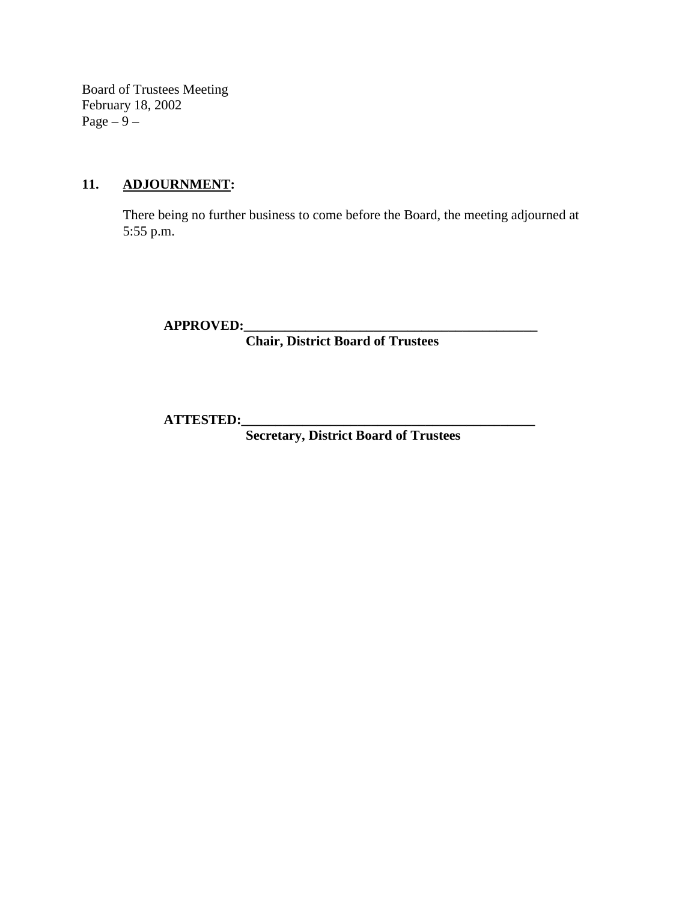## 11. ADJOURNMENT:

There being no further business to come before the Board, the meeting adjourned at 5:55 p.m.

**APPROVED:\_\_\_\_\_\_\_\_\_\_\_\_\_\_\_\_\_\_\_\_\_\_\_\_\_\_\_\_\_\_\_\_\_\_\_\_\_\_\_\_\_\_\_\_**
**Chair, District Board of Trustees**

**ATTESTED:\_\_\_\_\_\_\_\_\_\_\_\_\_\_\_\_\_\_\_\_\_\_\_\_\_\_\_\_\_\_\_\_\_\_\_\_\_\_\_\_\_\_\_\_**
**Secretary, District Board of Trustees**